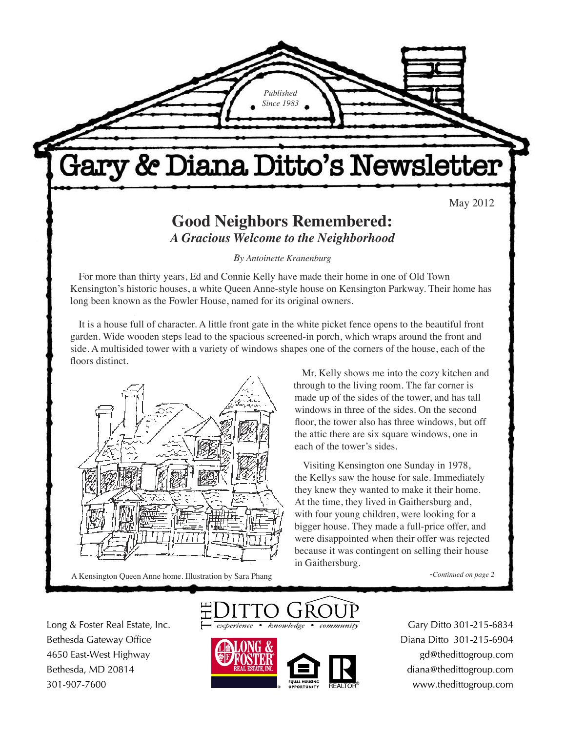*Published Since 1983*

# Gary & Diana Ditto's Newsletter

May 2012

## Good Neighbors Remembered:
### *A Gracious Welcome to the Neighborhood*

*By Antoinette Kranenburg*

For more than thirty years, Ed and Connie Kelly have made their home in one of Old Town Kensington's historic houses, a white Queen Anne-style house on Kensington Parkway. Their home has long been known as the Fowler House, named for its original owners.

It is a house full of character. A little front gate in the white picket fence opens to the beautiful front garden. Wide wooden steps lead to the spacious screened-in porch, which wraps around the front and side. A multisided tower with a variety of windows shapes one of the corners of the house, each of the floors distinct.

A Kensington Queen Anne home. Illustration by Sara Phang

Mr. Kelly shows me into the cozy kitchen and through to the living room. The far corner is made up of the sides of the tower, and has tall windows in three of the sides. On the second floor, the tower also has three windows, but off the attic there are six square windows, one in each of the tower's sides.

Visiting Kensington one Sunday in 1978, the Kellys saw the house for sale. Immediately they knew they wanted to make it their home. At the time, they lived in Gaithersburg and, with four young children, were looking for a bigger house. They made a full-price offer, and were disappointed when their offer was rejected because it was contingent on selling their house in Gaithersburg.

*-Continued on page 2*

Long & Foster Real Estate, Inc.
Bethesda Gateway Office
4650 East-West Highway
Bethesda, MD 20814
301-907-7600

THE DITTO GROUP
*experience • knowledge • community*

Gary Ditto 301-215-6834
Diana Ditto 301-215-6904
gd@thedittogroup.com
diana@thedittogroup.com
www.thedittogroup.com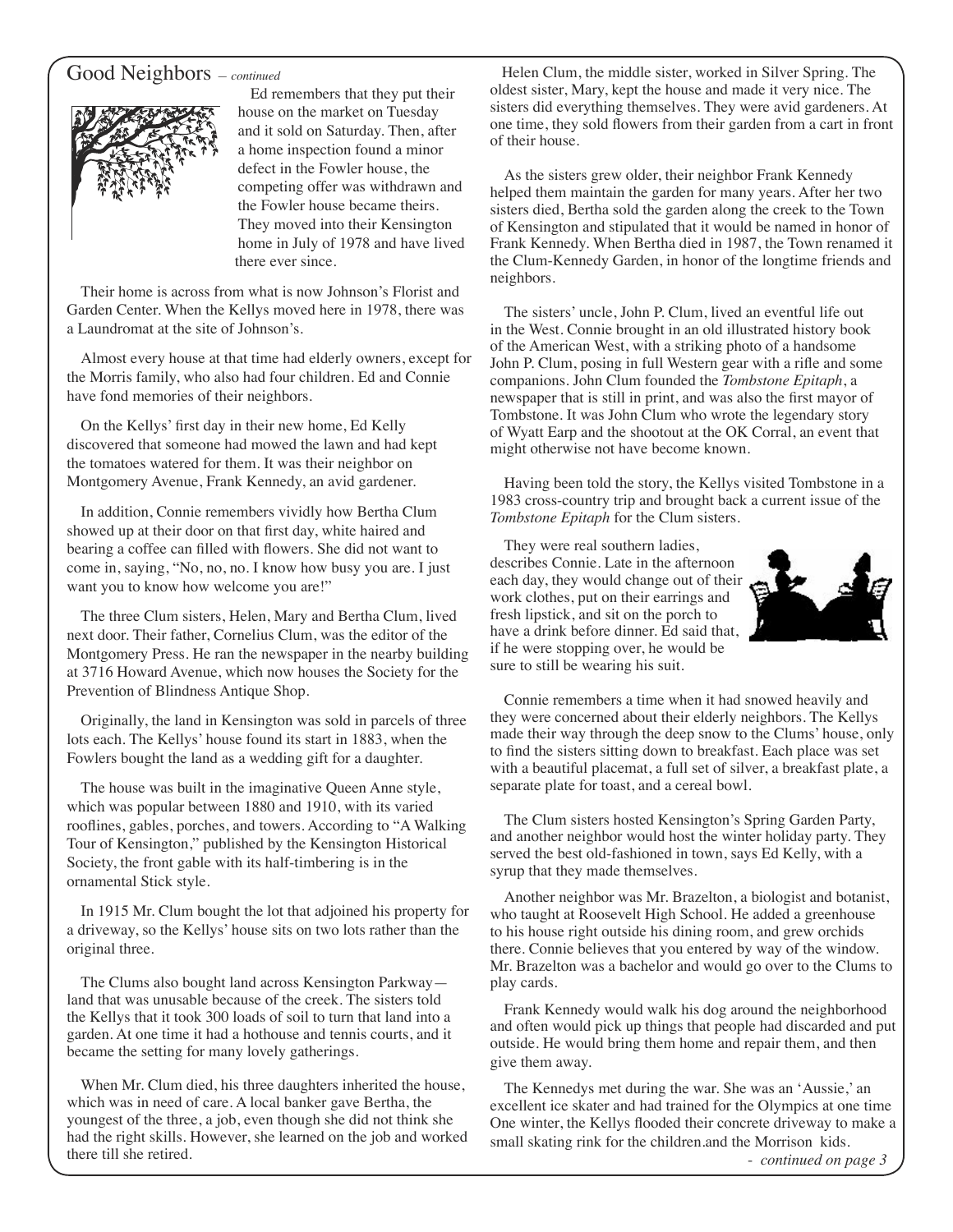## Good Neighbors *– continued*

Ed remembers that they put their house on the market on Tuesday and it sold on Saturday. Then, after a home inspection found a minor defect in the Fowler house, the competing offer was withdrawn and the Fowler house became theirs. They moved into their Kensington home in July of 1978 and have lived there ever since.

Their home is across from what is now Johnson's Florist and Garden Center. When the Kellys moved here in 1978, there was a Laundromat at the site of Johnson's.

Almost every house at that time had elderly owners, except for the Morris family, who also had four children. Ed and Connie have fond memories of their neighbors.

On the Kellys' first day in their new home, Ed Kelly discovered that someone had mowed the lawn and had kept the tomatoes watered for them. It was their neighbor on Montgomery Avenue, Frank Kennedy, an avid gardener.

In addition, Connie remembers vividly how Bertha Clum showed up at their door on that first day, white haired and bearing a coffee can filled with flowers. She did not want to come in, saying, "No, no, no. I know how busy you are. I just want you to know how welcome you are!"

The three Clum sisters, Helen, Mary and Bertha Clum, lived next door. Their father, Cornelius Clum, was the editor of the Montgomery Press. He ran the newspaper in the nearby building at 3716 Howard Avenue, which now houses the Society for the Prevention of Blindness Antique Shop.

Originally, the land in Kensington was sold in parcels of three lots each. The Kellys' house found its start in 1883, when the Fowlers bought the land as a wedding gift for a daughter.

The house was built in the imaginative Queen Anne style, which was popular between 1880 and 1910, with its varied rooflines, gables, porches, and towers. According to "A Walking Tour of Kensington," published by the Kensington Historical Society, the front gable with its half-timbering is in the ornamental Stick style.

In 1915 Mr. Clum bought the lot that adjoined his property for a driveway, so the Kellys' house sits on two lots rather than the original three.

The Clums also bought land across Kensington Parkway—land that was unusable because of the creek. The sisters told the Kellys that it took 300 loads of soil to turn that land into a garden. At one time it had a hothouse and tennis courts, and it became the setting for many lovely gatherings.

When Mr. Clum died, his three daughters inherited the house, which was in need of care. A local banker gave Bertha, the youngest of the three, a job, even though she did not think she had the right skills. However, she learned on the job and worked there till she retired.

Helen Clum, the middle sister, worked in Silver Spring. The oldest sister, Mary, kept the house and made it very nice. The sisters did everything themselves. They were avid gardeners. At one time, they sold flowers from their garden from a cart in front of their house.

As the sisters grew older, their neighbor Frank Kennedy helped them maintain the garden for many years. After her two sisters died, Bertha sold the garden along the creek to the Town of Kensington and stipulated that it would be named in honor of Frank Kennedy. When Bertha died in 1987, the Town renamed it the Clum-Kennedy Garden, in honor of the longtime friends and neighbors.

The sisters' uncle, John P. Clum, lived an eventful life out in the West. Connie brought in an old illustrated history book of the American West, with a striking photo of a handsome John P. Clum, posing in full Western gear with a rifle and some companions. John Clum founded the *Tombstone Epitaph*, a newspaper that is still in print, and was also the first mayor of Tombstone. It was John Clum who wrote the legendary story of Wyatt Earp and the shootout at the OK Corral, an event that might otherwise not have become known.

Having been told the story, the Kellys visited Tombstone in a 1983 cross-country trip and brought back a current issue of the *Tombstone Epitaph* for the Clum sisters.

They were real southern ladies, describes Connie. Late in the afternoon each day, they would change out of their work clothes, put on their earrings and fresh lipstick, and sit on the porch to have a drink before dinner. Ed said that, if he were stopping over, he would be sure to still be wearing his suit.

Connie remembers a time when it had snowed heavily and they were concerned about their elderly neighbors. The Kellys made their way through the deep snow to the Clums' house, only to find the sisters sitting down to breakfast. Each place was set with a beautiful placemat, a full set of silver, a breakfast plate, a separate plate for toast, and a cereal bowl.

The Clum sisters hosted Kensington's Spring Garden Party, and another neighbor would host the winter holiday party. They served the best old-fashioned in town, says Ed Kelly, with a syrup that they made themselves.

Another neighbor was Mr. Brazelton, a biologist and botanist, who taught at Roosevelt High School. He added a greenhouse to his house right outside his dining room, and grew orchids there. Connie believes that you entered by way of the window. Mr. Brazelton was a bachelor and would go over to the Clums to play cards.

Frank Kennedy would walk his dog around the neighborhood and often would pick up things that people had discarded and put outside. He would bring them home and repair them, and then give them away.

The Kennedys met during the war. She was an 'Aussie,' an excellent ice skater and had trained for the Olympics at one time One winter, the Kellys flooded their concrete driveway to make a small skating rink for the children.and the Morrison kids.

*- continued on page 3*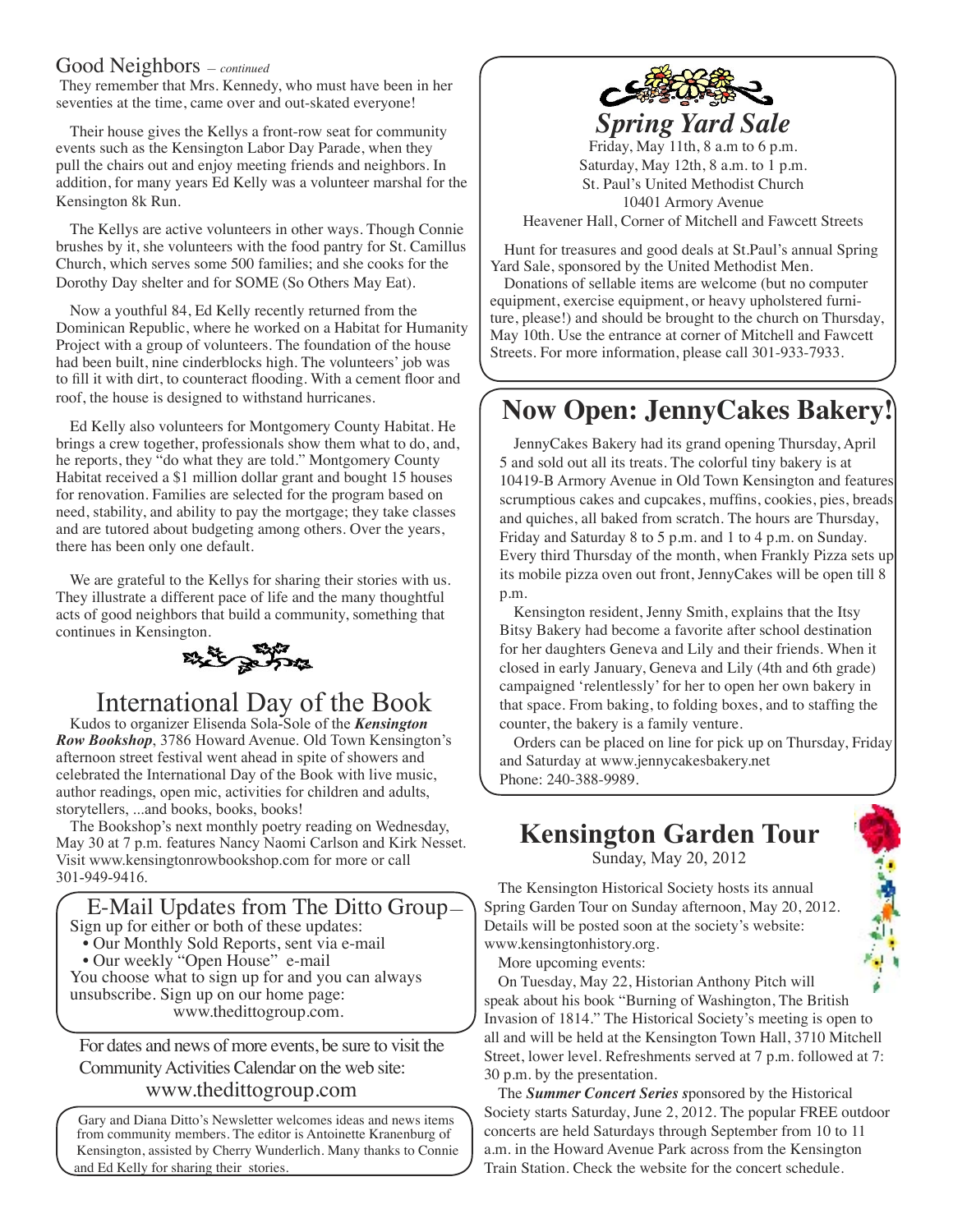## Good Neighbors *— continued*

They remember that Mrs. Kennedy, who must have been in her seventies at the time, came over and out-skated everyone!

Their house gives the Kellys a front-row seat for community events such as the Kensington Labor Day Parade, when they pull the chairs out and enjoy meeting friends and neighbors. In addition, for many years Ed Kelly was a volunteer marshal for the Kensington 8k Run.

The Kellys are active volunteers in other ways. Though Connie brushes by it, she volunteers with the food pantry for St. Camillus Church, which serves some 500 families; and she cooks for the Dorothy Day shelter and for SOME (So Others May Eat).

Now a youthful 84, Ed Kelly recently returned from the Dominican Republic, where he worked on a Habitat for Humanity Project with a group of volunteers. The foundation of the house had been built, nine cinderblocks high. The volunteers' job was to fill it with dirt, to counteract flooding. With a cement floor and roof, the house is designed to withstand hurricanes.

Ed Kelly also volunteers for Montgomery County Habitat. He brings a crew together, professionals show them what to do, and, he reports, they "do what they are told." Montgomery County Habitat received a $1 million dollar grant and bought 15 houses for renovation. Families are selected for the program based on need, stability, and ability to pay the mortgage; they take classes and are tutored about budgeting among others. Over the years, there has been only one default.

We are grateful to the Kellys for sharing their stories with us. They illustrate a different pace of life and the many thoughtful acts of good neighbors that build a community, something that continues in Kensington.

## International Day of the Book

Kudos to organizer Elisenda Sola-Sole of the ***Kensington Row Bookshop***, 3786 Howard Avenue. Old Town Kensington's afternoon street festival went ahead in spite of showers and celebrated the International Day of the Book with live music, author readings, open mic, activities for children and adults, storytellers, ...and books, books, books!

The Bookshop's next monthly poetry reading on Wednesday, May 30 at 7 p.m. features Nancy Naomi Carlson and Kirk Nesset. Visit www.kensingtonrowbookshop.com for more or call 301-949-9416.

## E-Mail Updates from The Ditto Group—

Sign up for either or both of these updates:

- Our Monthly Sold Reports, sent via e-mail
- Our weekly "Open House" e-mail

You choose what to sign up for and you can always unsubscribe. Sign up on our home page: www.thedittogroup.com.

For dates and news of more events, be sure to visit the Community Activities Calendar on the web site: www.thedittogroup.com

Gary and Diana Ditto's Newsletter welcomes ideas and news items from community members. The editor is Antoinette Kranenburg of Kensington, assisted by Cherry Wunderlich. Many thanks to Connie and Ed Kelly for sharing their stories.

## *Spring Yard Sale*

Friday, May 11th, 8 a.m to 6 p.m.
Saturday, May 12th, 8 a.m. to 1 p.m.
St. Paul's United Methodist Church
10401 Armory Avenue
Heavener Hall, Corner of Mitchell and Fawcett Streets

Hunt for treasures and good deals at St.Paul's annual Spring Yard Sale, sponsored by the United Methodist Men.

Donations of sellable items are welcome (but no computer equipment, exercise equipment, or heavy upholstered furniture, please!) and should be brought to the church on Thursday, May 10th. Use the entrance at corner of Mitchell and Fawcett Streets. For more information, please call 301-933-7933.

## Now Open: JennyCakes Bakery!

JennyCakes Bakery had its grand opening Thursday, April 5 and sold out all its treats. The colorful tiny bakery is at 10419-B Armory Avenue in Old Town Kensington and features scrumptious cakes and cupcakes, muffins, cookies, pies, breads and quiches, all baked from scratch. The hours are Thursday, Friday and Saturday 8 to 5 p.m. and 1 to 4 p.m. on Sunday. Every third Thursday of the month, when Frankly Pizza sets up its mobile pizza oven out front, JennyCakes will be open till 8 p.m.

Kensington resident, Jenny Smith, explains that the Itsy Bitsy Bakery had become a favorite after school destination for her daughters Geneva and Lily and their friends. When it closed in early January, Geneva and Lily (4th and 6th grade) campaigned 'relentlessly' for her to open her own bakery in that space. From baking, to folding boxes, and to staffing the counter, the bakery is a family venture.

Orders can be placed on line for pick up on Thursday, Friday and Saturday at www.jennycakesbakery.net
Phone: 240-388-9989.

## Kensington Garden Tour

Sunday, May 20, 2012

The Kensington Historical Society hosts its annual Spring Garden Tour on Sunday afternoon, May 20, 2012. Details will be posted soon at the society's website: www.kensingtonhistory.org.

More upcoming events:

On Tuesday, May 22, Historian Anthony Pitch will speak about his book "Burning of Washington, The British Invasion of 1814." The Historical Society's meeting is open to all and will be held at the Kensington Town Hall, 3710 Mitchell Street, lower level. Refreshments served at 7 p.m. followed at 7:30 p.m. by the presentation.

The ***Summer Concert Series*** sponsored by the Historical Society starts Saturday, June 2, 2012. The popular FREE outdoor concerts are held Saturdays through September from 10 to 11 a.m. in the Howard Avenue Park across from the Kensington Train Station. Check the website for the concert schedule.